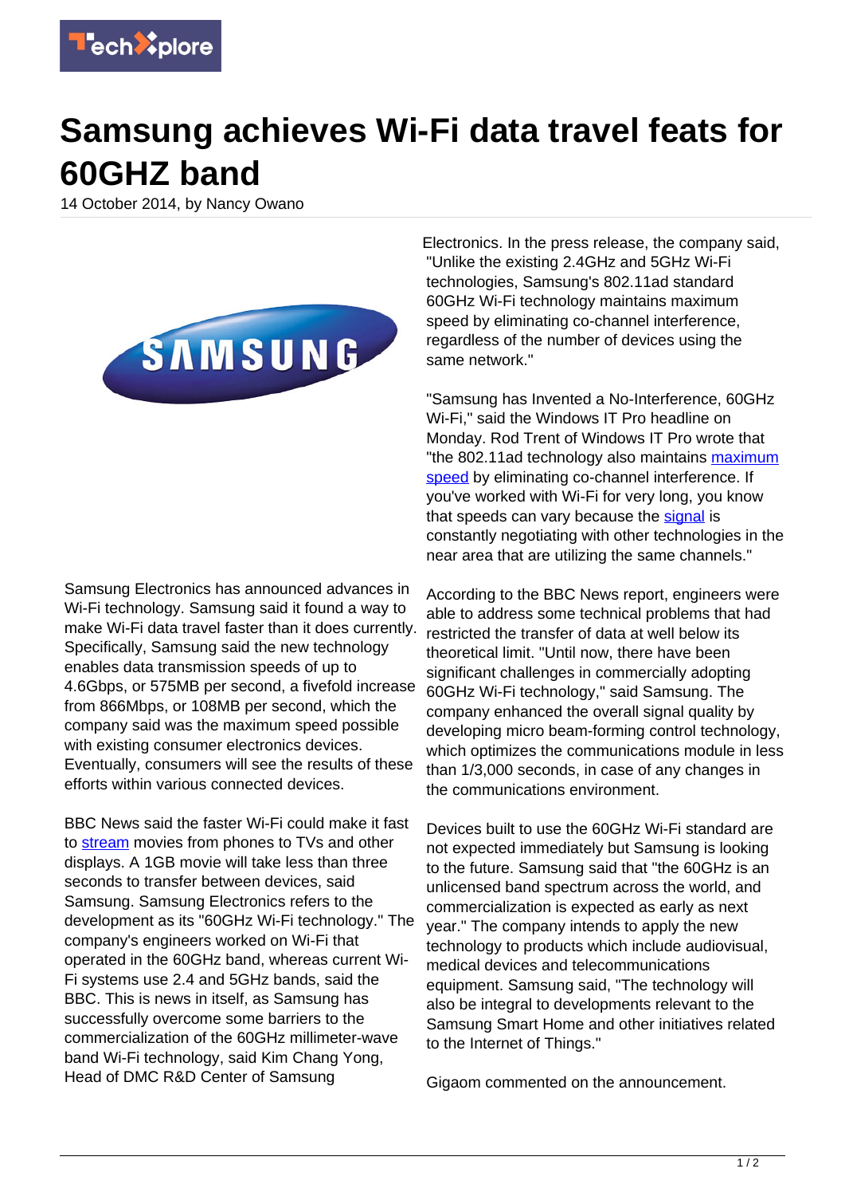# Samsung achieves Wi-Fi data travel feats for 60GHZ band

14 October 2014, by Nancy Owano

Samsung Electronics has announced advances in Wi-Fi technology. Samsung said it found a way to make Wi-Fi data travel faster than it does currently. Specifically, Samsung said the new technology enables data transmission speeds of up to 4.6Gbps, or 575MB per second, a fivefold increase from 866Mbps, or 108MB per second, which the company said was the maximum speed possible with existing consumer electronics devices. Eventually, consumers will see the results of these efforts within various connected devices.

BBC News said the faster Wi-Fi could make it fast to stream movies from phones to TVs and other displays. A 1GB movie will take less than three seconds to transfer between devices, said Samsung. Samsung Electronics refers to the development as its "60GHz Wi-Fi technology." The company's engineers worked on Wi-Fi that operated in the 60GHz band, whereas current Wi-Fi systems use 2.4 and 5GHz bands, said the BBC. This is news in itself, as Samsung has successfully overcome some barriers to the commercialization of the 60GHz millimeter-wave band Wi-Fi technology, said Kim Chang Yong, Head of DMC R&D Center of Samsung Electronics. In the press release, the company said, "Unlike the existing 2.4GHz and 5GHz Wi-Fi technologies, Samsung's 802.11ad standard 60GHz Wi-Fi technology maintains maximum speed by eliminating co-channel interference, regardless of the number of devices using the same network."

"Samsung has Invented a No-Interference, 60GHz Wi-Fi," said the Windows IT Pro headline on Monday. Rod Trent of Windows IT Pro wrote that "the 802.11ad technology also maintains maximum speed by eliminating co-channel interference. If you've worked with Wi-Fi for very long, you know that speeds can vary because the signal is constantly negotiating with other technologies in the near area that are utilizing the same channels."

According to the BBC News report, engineers were able to address some technical problems that had restricted the transfer of data at well below its theoretical limit. "Until now, there have been significant challenges in commercially adopting 60GHz Wi-Fi technology," said Samsung. The company enhanced the overall signal quality by developing micro beam-forming control technology, which optimizes the communications module in less than 1/3,000 seconds, in case of any changes in the communications environment.

Devices built to use the 60GHz Wi-Fi standard are not expected immediately but Samsung is looking to the future. Samsung said that "the 60GHz is an unlicensed band spectrum across the world, and commercialization is expected as early as next year." The company intends to apply the new technology to products which include audiovisual, medical devices and telecommunications equipment. Samsung said, "The technology will also be integral to developments relevant to the Samsung Smart Home and other initiatives related to the Internet of Things."

Gigaom commented on the announcement.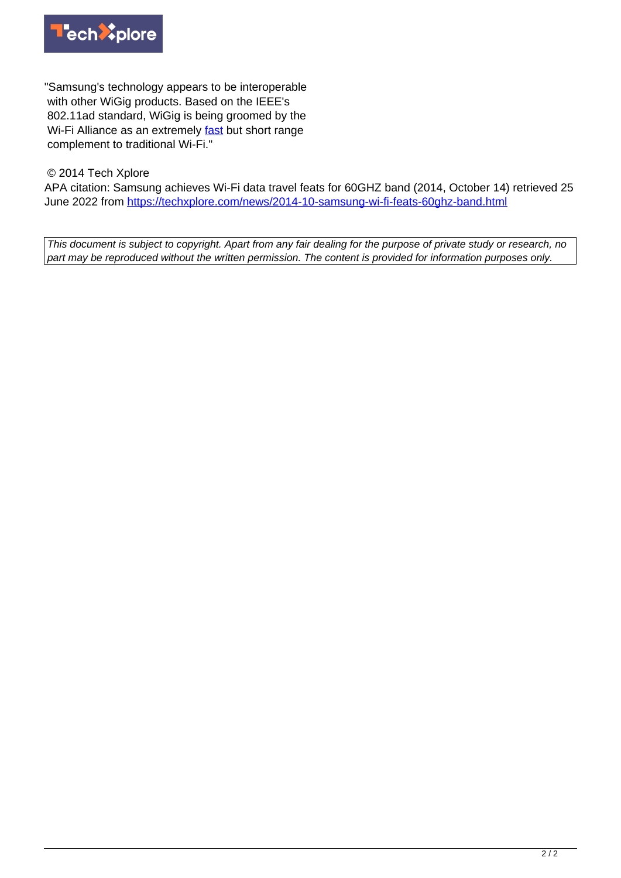"Samsung's technology appears to be interoperable with other WiGig products. Based on the IEEE's 802.11ad standard, WiGig is being groomed by the Wi-Fi Alliance as an extremely fast but short range complement to traditional Wi-Fi."

© 2014 Tech Xplore

APA citation: Samsung achieves Wi-Fi data travel feats for 60GHZ band (2014, October 14) retrieved 25 June 2022 from https://techxplore.com/news/2014-10-samsung-wi-fi-feats-60ghz-band.html

*This document is subject to copyright. Apart from any fair dealing for the purpose of private study or research, no part may be reproduced without the written permission. The content is provided for information purposes only.*